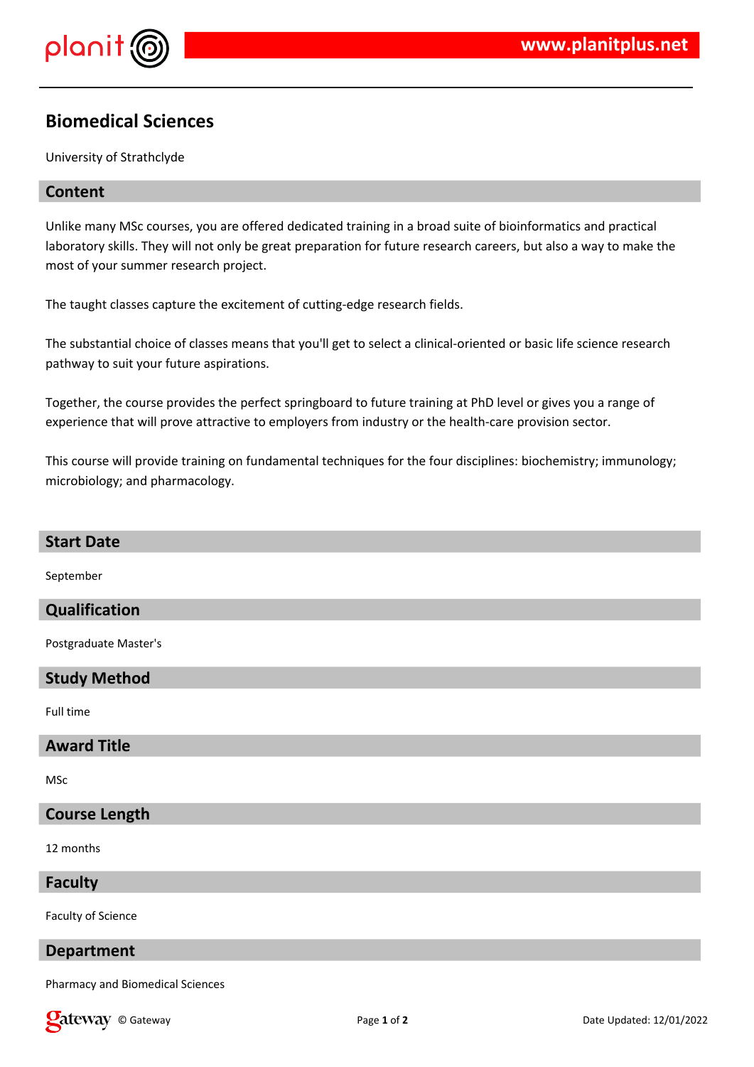# Biomedical Sciences

University of Strathclyde

## Content

Unlike many MSc courses, you are offered dedicated training in a broad suite of bioinformatics and practical laboratory skills. They will not only be great preparation for future research careers, but also a way to make the most of your summer research project.

The taught classes capture the excitement of cutting-edge research fields.

The substantial choice of classes means that you'll get to select a clinical-oriented or basic life science research pathway to suit your future aspirations.

Together, the course provides the perfect springboard to future training at PhD level or gives you a range of experience that will prove attractive to employers from industry or the health-care provision sector.

This course will provide training on fundamental techniques for the four disciplines: biochemistry; immunology; microbiology; and pharmacology.

## Start Date

September

## Qualification

Postgraduate Master's

## Study Method

Full time

## Award Title

MSc

## Course Length

12 months

## Faculty

Faculty of Science

## Department

Pharmacy and Biomedical Sciences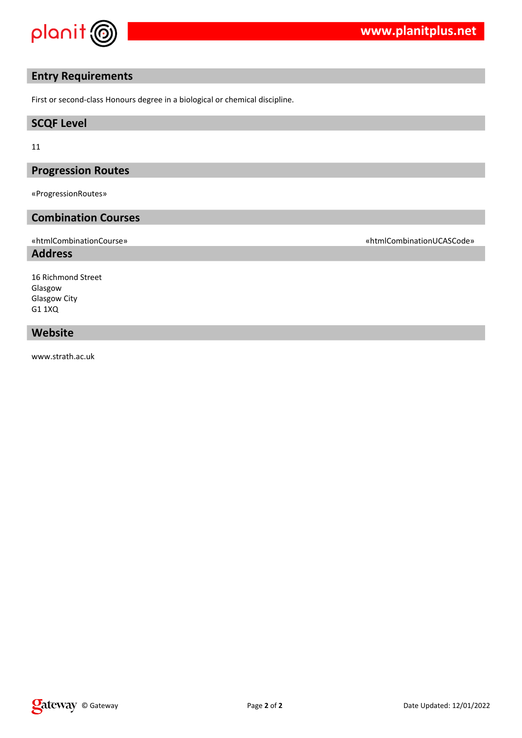## Entry Requirements

First or second-class Honours degree in a biological or chemical discipline.

## SCQF Level

11

## Progression Routes

«ProgressionRoutes»

## Combination Courses

«htmlCombinationCourse» «htmlCombinationUCASCode»

## Address

16 Richmond Street
Glasgow
Glasgow City
G1 1XQ

## Website

www.strath.ac.uk